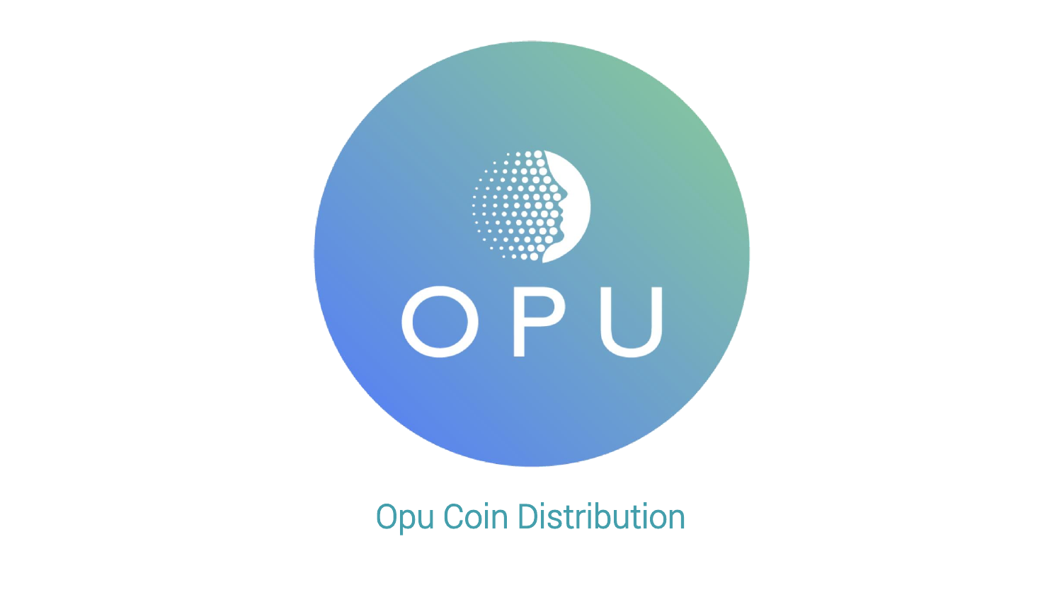OPU

# Opu Coin Distribution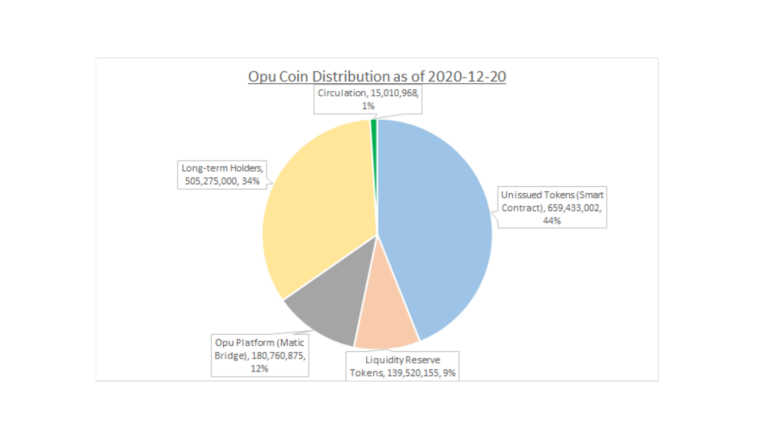Opu Coin Distribution as of 2020-12-20

Circulation, 15,010,968, 1%

Long-term Holders, 505,275,000, 34%

Unissued Tokens (Smart Contract), 659,433,002, 44%

Opu Platform (Matic Bridge), 180,760,875, 12%

Liquidity Reserve Tokens, 139,520,155, 9%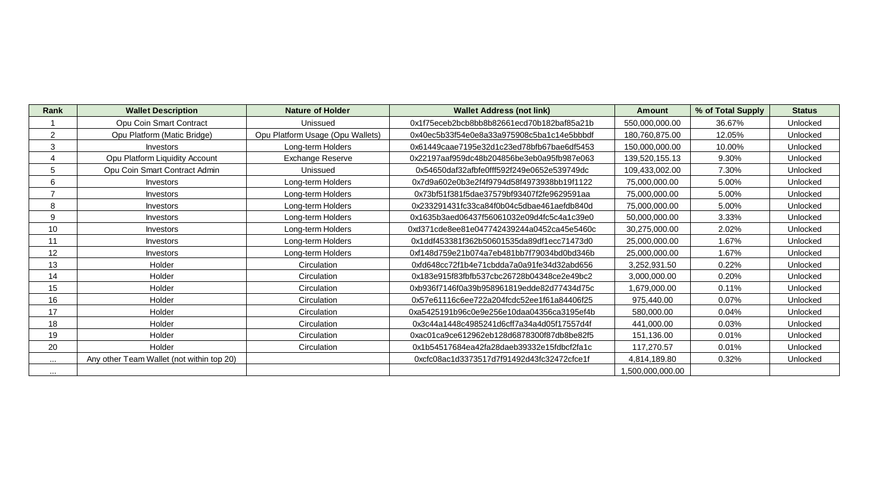| Rank | Wallet Description | Nature of Holder | Wallet Address (not link) | Amount | % of Total Supply | Status |
|---|---|---|---|---|---|---|
| 1 | Opu Coin Smart Contract | Unissued | 0x1f75eceb2bcb8bb8b82661ecd70b182baf85a21b | 550,000,000.00 | 36.67% | Unlocked |
| 2 | Opu Platform (Matic Bridge) | Opu Platform Usage (Opu Wallets) | 0x40ec5b33f54e0e8a33a975908c5ba1c14e5bbbdf | 180,760,875.00 | 12.05% | Unlocked |
| 3 | Investors | Long-term Holders | 0x61449caae7195e32d1c23ed78bfb67bae6df5453 | 150,000,000.00 | 10.00% | Unlocked |
| 4 | Opu Platform Liquidity Account | Exchange Reserve | 0x22197aaf959dc48b204856be3eb0a95fb987e063 | 139,520,155.13 | 9.30% | Unlocked |
| 5 | Opu Coin Smart Contract Admin | Unissued | 0x54650daf32afbfe0fff592f249e0652e539749dc | 109,433,002.00 | 7.30% | Unlocked |
| 6 | Investors | Long-term Holders | 0x7d9a602e0b3e2f4f9794d58f4973938bb19f1122 | 75,000,000.00 | 5.00% | Unlocked |
| 7 | Investors | Long-term Holders | 0x73bf51f381f5dae37579bf93407f2fe9629591aa | 75,000,000.00 | 5.00% | Unlocked |
| 8 | Investors | Long-term Holders | 0x233291431fc33ca84f0b04c5dbae461aefdb840d | 75,000,000.00 | 5.00% | Unlocked |
| 9 | Investors | Long-term Holders | 0x1635b3aed06437f56061032e09d4fc5c4a1c39e0 | 50,000,000.00 | 3.33% | Unlocked |
| 10 | Investors | Long-term Holders | 0xd371cde8ee81e047742439244a0452ca45e5460c | 30,275,000.00 | 2.02% | Unlocked |
| 11 | Investors | Long-term Holders | 0x1ddf453381f362b50601535da89df1ecc71473d0 | 25,000,000.00 | 1.67% | Unlocked |
| 12 | Investors | Long-term Holders | 0xf148d759e21b074a7eb481bb7f79034bd0bd346b | 25,000,000.00 | 1.67% | Unlocked |
| 13 | Holder | Circulation | 0xfd648cc72f1b4e71cbdda7a0a91fe34d32abd656 | 3,252,931.50 | 0.22% | Unlocked |
| 14 | Holder | Circulation | 0x183e915f83fbfb537cbc26728b04348ce2e49bc2 | 3,000,000.00 | 0.20% | Unlocked |
| 15 | Holder | Circulation | 0xb936f7146f0a39b958961819edde82d77434d75c | 1,679,000.00 | 0.11% | Unlocked |
| 16 | Holder | Circulation | 0x57e61116c6ee722a204fcdc52ee1f61a84406f25 | 975,440.00 | 0.07% | Unlocked |
| 17 | Holder | Circulation | 0xa5425191b96c0e9e256e10daa04356ca3195ef4b | 580,000.00 | 0.04% | Unlocked |
| 18 | Holder | Circulation | 0x3c44a1448c4985241d6cff7a34a4d05f17557d4f | 441,000.00 | 0.03% | Unlocked |
| 19 | Holder | Circulation | 0xac01ca9ce612962eb128d6878300f87db8be82f5 | 151,136.00 | 0.01% | Unlocked |
| 20 | Holder | Circulation | 0x1b54517684ea42fa28daeb39332e15fdbcf2fa1c | 117,270.57 | 0.01% | Unlocked |
| ... | Any other Team Wallet (not within top 20) | | 0xcfc08ac1d3373517d7f91492d43fc32472cfce1f | 4,814,189.80 | 0.32% | Unlocked |
| ... | | | | 1,500,000,000.00 | | |